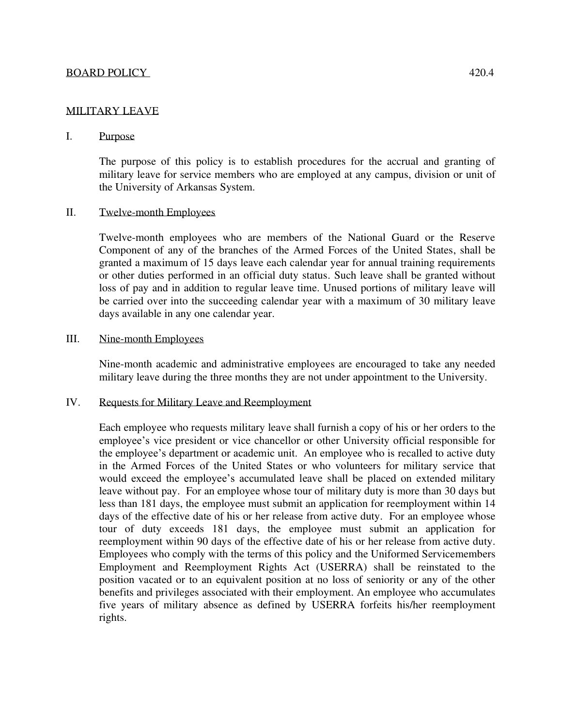BOARD POLICY 420.4

# MILITARY LEAVE

## I. Purpose

The purpose of this policy is to establish procedures for the accrual and granting of military leave for service members who are employed at any campus, division or unit of the University of Arkansas System.

## II. Twelve-month Employees

Twelve-month employees who are members of the National Guard or the Reserve Component of any of the branches of the Armed Forces of the United States, shall be granted a maximum of 15 days leave each calendar year for annual training requirements or other duties performed in an official duty status. Such leave shall be granted without loss of pay and in addition to regular leave time. Unused portions of military leave will be carried over into the succeeding calendar year with a maximum of 30 military leave days available in any one calendar year.

## III. Nine-month Employees

Nine-month academic and administrative employees are encouraged to take any needed military leave during the three months they are not under appointment to the University.

## IV. Requests for Military Leave and Reemployment

Each employee who requests military leave shall furnish a copy of his or her orders to the employee's vice president or vice chancellor or other University official responsible for the employee's department or academic unit. An employee who is recalled to active duty in the Armed Forces of the United States or who volunteers for military service that would exceed the employee's accumulated leave shall be placed on extended military leave without pay. For an employee whose tour of military duty is more than 30 days but less than 181 days, the employee must submit an application for reemployment within 14 days of the effective date of his or her release from active duty. For an employee whose tour of duty exceeds 181 days, the employee must submit an application for reemployment within 90 days of the effective date of his or her release from active duty. Employees who comply with the terms of this policy and the Uniformed Servicemembers Employment and Reemployment Rights Act (USERRA) shall be reinstated to the position vacated or to an equivalent position at no loss of seniority or any of the other benefits and privileges associated with their employment. An employee who accumulates five years of military absence as defined by USERRA forfeits his/her reemployment rights.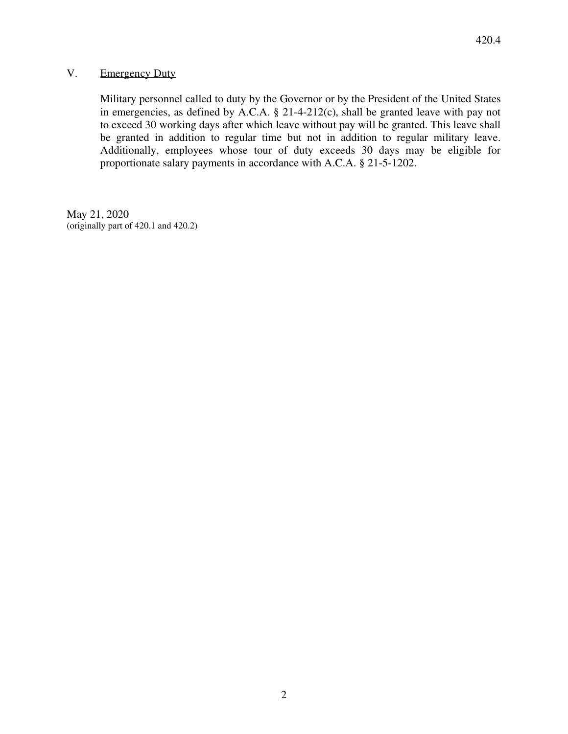## V. <u>Emergency Duty</u>

Military personnel called to duty by the Governor or by the President of the United States in emergencies, as defined by A.C.A. § 21-4-212(c), shall be granted leave with pay not to exceed 30 working days after which leave without pay will be granted. This leave shall be granted in addition to regular time but not in addition to regular military leave. Additionally, employees whose tour of duty exceeds 30 days may be eligible for proportionate salary payments in accordance with A.C.A. § 21-5-1202.

May 21, 2020
(originally part of 420.1 and 420.2)